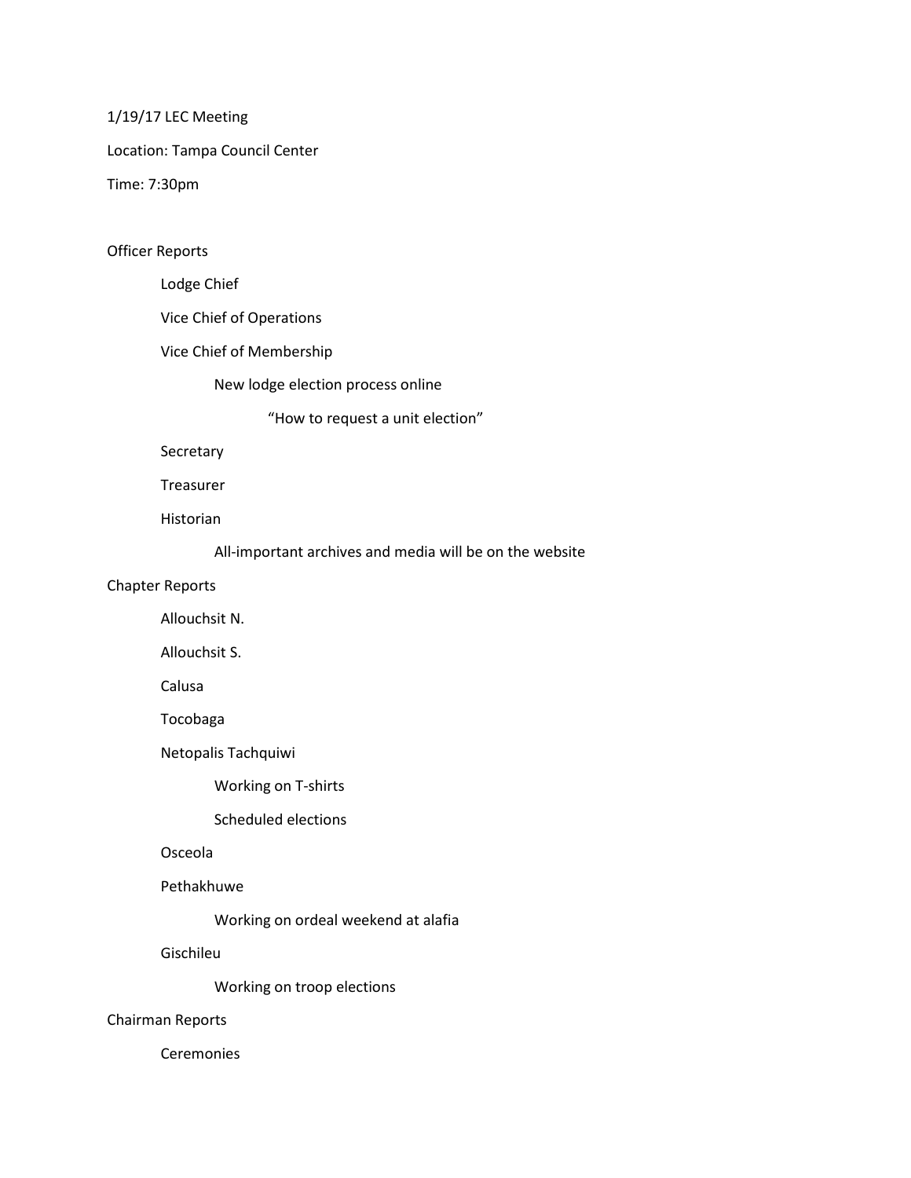1/19/17 LEC Meeting

Location: Tampa Council Center

Time: 7:30pm

Officer Reports

- Lodge Chief
- Vice Chief of Operations
- Vice Chief of Membership
  - New lodge election process online
    - "How to request a unit election"
- Secretary
- Treasurer
- Historian
  - All-important archives and media will be on the website

Chapter Reports

- Allouchsit N.
- Allouchsit S.
- Calusa
- Tocobaga
- Netopalis Tachquiwi
  - Working on T-shirts
  - Scheduled elections
- Osceola
- Pethakhuwe
  - Working on ordeal weekend at alafia
- Gischileu
  - Working on troop elections

Chairman Reports

- Ceremonies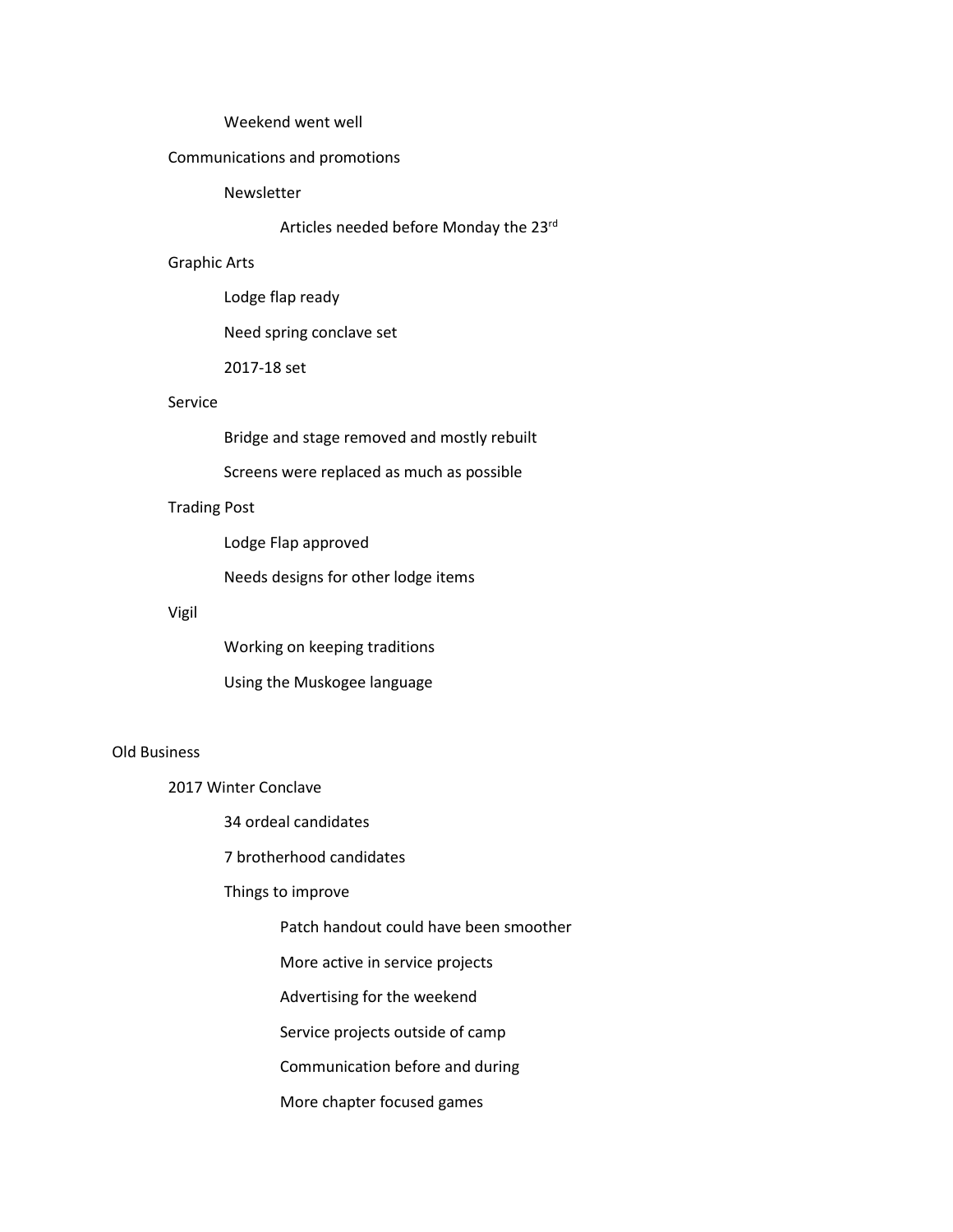- Weekend went well
- Communications and promotions
  - Newsletter
    - Articles needed before Monday the 23rd
- Graphic Arts
  - Lodge flap ready
  - Need spring conclave set
  - 2017-18 set
- Service
  - Bridge and stage removed and mostly rebuilt
  - Screens were replaced as much as possible
- Trading Post
  - Lodge Flap approved
  - Needs designs for other lodge items
- Vigil
  - Working on keeping traditions
  - Using the Muskogee language

Old Business

- 2017 Winter Conclave
  - 34 ordeal candidates
  - 7 brotherhood candidates
  - Things to improve
    - Patch handout could have been smoother
    - More active in service projects
    - Advertising for the weekend
    - Service projects outside of camp
    - Communication before and during
    - More chapter focused games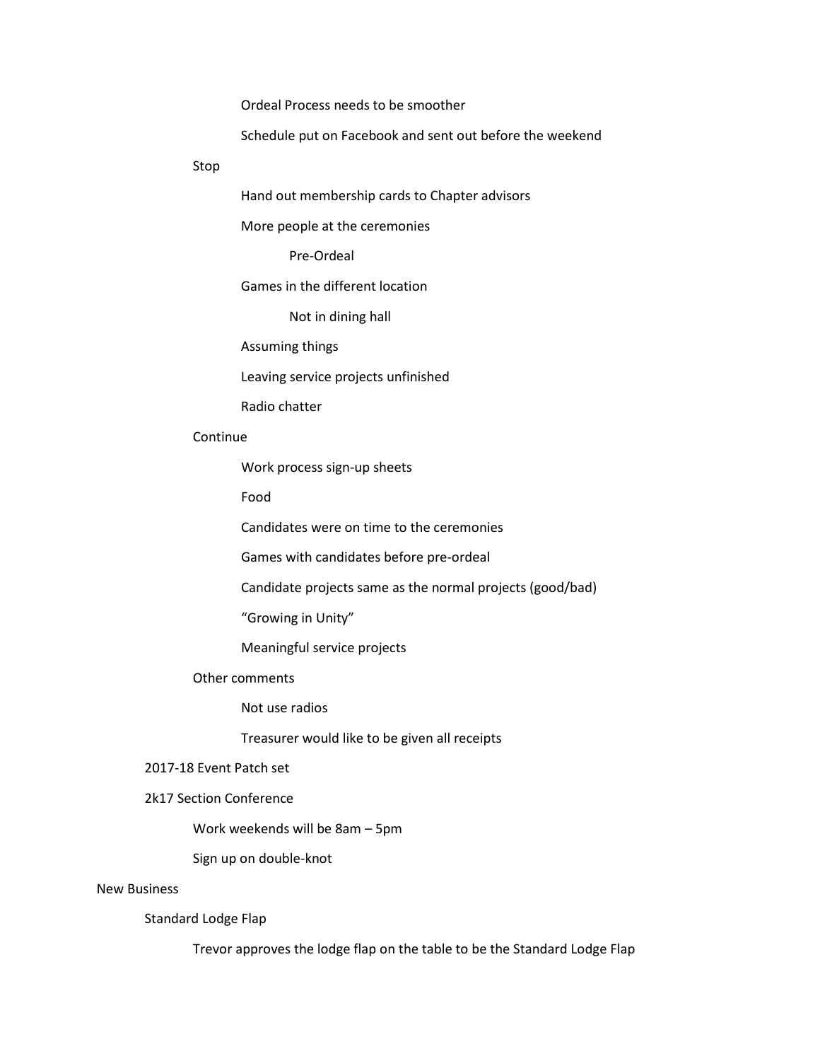- Ordeal Process needs to be smoother
  - Schedule put on Facebook and sent out before the weekend
- Stop
  - Hand out membership cards to Chapter advisors
  - More people at the ceremonies
    - Pre-Ordeal
  - Games in the different location
    - Not in dining hall
  - Assuming things
  - Leaving service projects unfinished
  - Radio chatter
- Continue
  - Work process sign-up sheets
  - Food
  - Candidates were on time to the ceremonies
  - Games with candidates before pre-ordeal
  - Candidate projects same as the normal projects (good/bad)
  - “Growing in Unity”
  - Meaningful service projects
- Other comments
  - Not use radios
  - Treasurer would like to be given all receipts

2017-18 Event Patch set

2k17 Section Conference

- Work weekends will be 8am – 5pm
- Sign up on double-knot

New Business

Standard Lodge Flap

- Trevor approves the lodge flap on the table to be the Standard Lodge Flap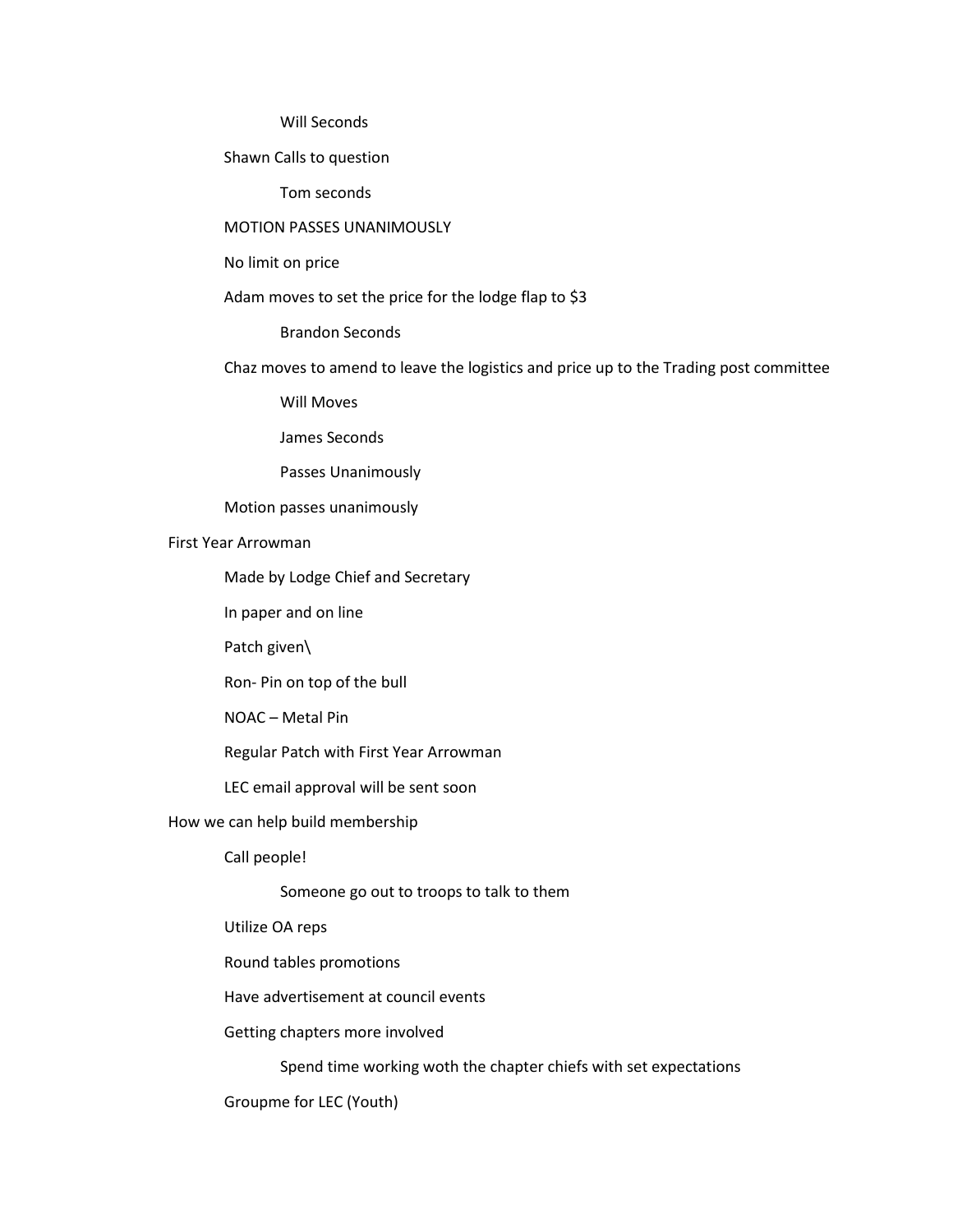- Will Seconds
- Shawn Calls to question
  - Tom seconds
- MOTION PASSES UNANIMOUSLY
- No limit on price
- Adam moves to set the price for the lodge flap to $3
  - Brandon Seconds
- Chaz moves to amend to leave the logistics and price up to the Trading post committee
  - Will Moves
  - James Seconds
  - Passes Unanimously
- Motion passes unanimously

First Year Arrowman

- Made by Lodge Chief and Secretary
- In paper and on line
- Patch given\
- Ron- Pin on top of the bull
- NOAC – Metal Pin
- Regular Patch with First Year Arrowman
- LEC email approval will be sent soon

How we can help build membership

- Call people!
  - Someone go out to troops to talk to them
- Utilize OA reps
- Round tables promotions
- Have advertisement at council events
- Getting chapters more involved
  - Spend time working woth the chapter chiefs with set expectations
- Groupme for LEC (Youth)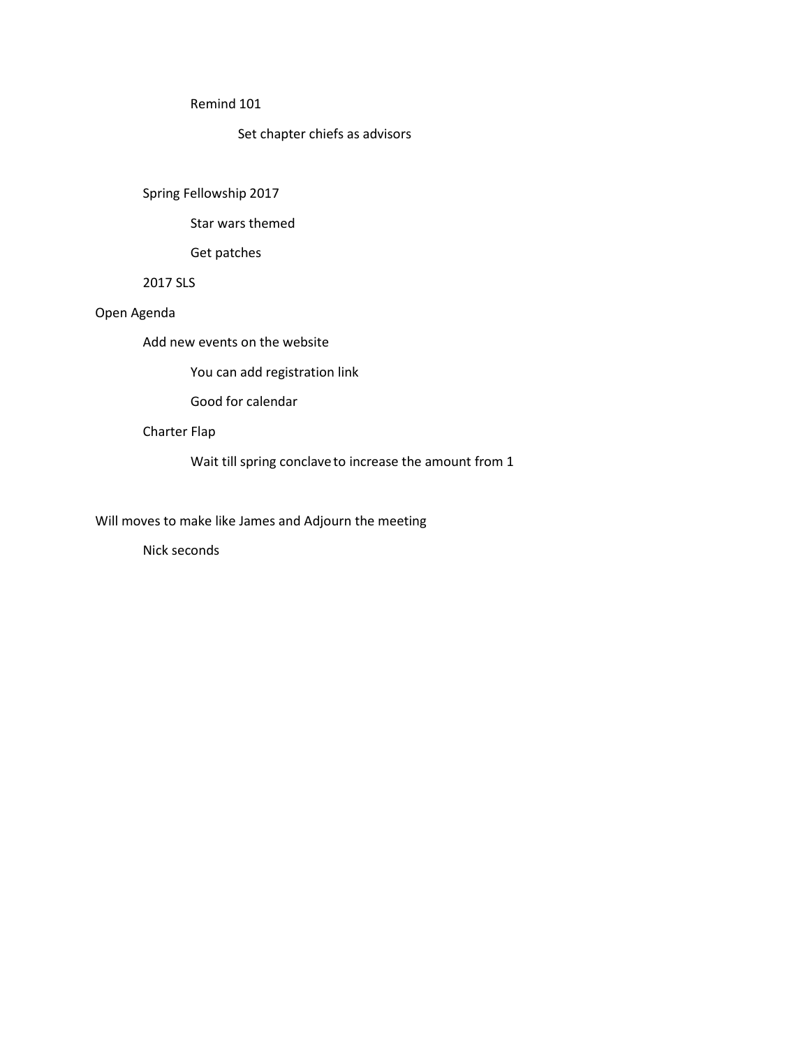- Remind 101
  - Set chapter chiefs as advisors

- Spring Fellowship 2017
  - Star wars themed
  - Get patches
- 2017 SLS

Open Agenda

- Add new events on the website
  - You can add registration link
  - Good for calendar
- Charter Flap
  - Wait till spring conclave to increase the amount from 1

Will moves to make like James and Adjourn the meeting

- Nick seconds